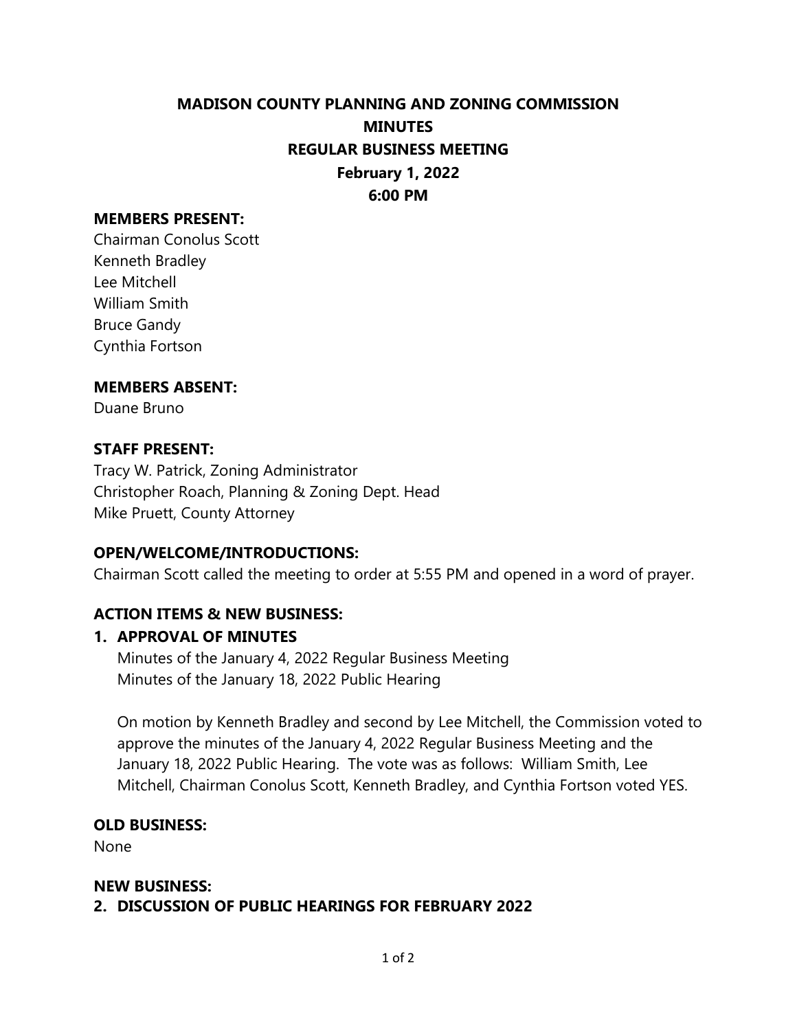# MADISON COUNTY PLANNING AND ZONING COMMISSION
# MINUTES
# REGULAR BUSINESS MEETING
## February 1, 2022
## 6:00 PM

### MEMBERS PRESENT:

Chairman Conolus Scott
Kenneth Bradley
Lee Mitchell
William Smith
Bruce Gandy
Cynthia Fortson

### MEMBERS ABSENT:

Duane Bruno

### STAFF PRESENT:

Tracy W. Patrick, Zoning Administrator
Christopher Roach, Planning & Zoning Dept. Head
Mike Pruett, County Attorney

### OPEN/WELCOME/INTRODUCTIONS:

Chairman Scott called the meeting to order at 5:55 PM and opened in a word of prayer.

### ACTION ITEMS & NEW BUSINESS:

### 1. APPROVAL OF MINUTES

Minutes of the January 4, 2022 Regular Business Meeting
Minutes of the January 18, 2022 Public Hearing

On motion by Kenneth Bradley and second by Lee Mitchell, the Commission voted to approve the minutes of the January 4, 2022 Regular Business Meeting and the January 18, 2022 Public Hearing. The vote was as follows: William Smith, Lee Mitchell, Chairman Conolus Scott, Kenneth Bradley, and Cynthia Fortson voted YES.

### OLD BUSINESS:

None

### NEW BUSINESS:

### 2. DISCUSSION OF PUBLIC HEARINGS FOR FEBRUARY 2022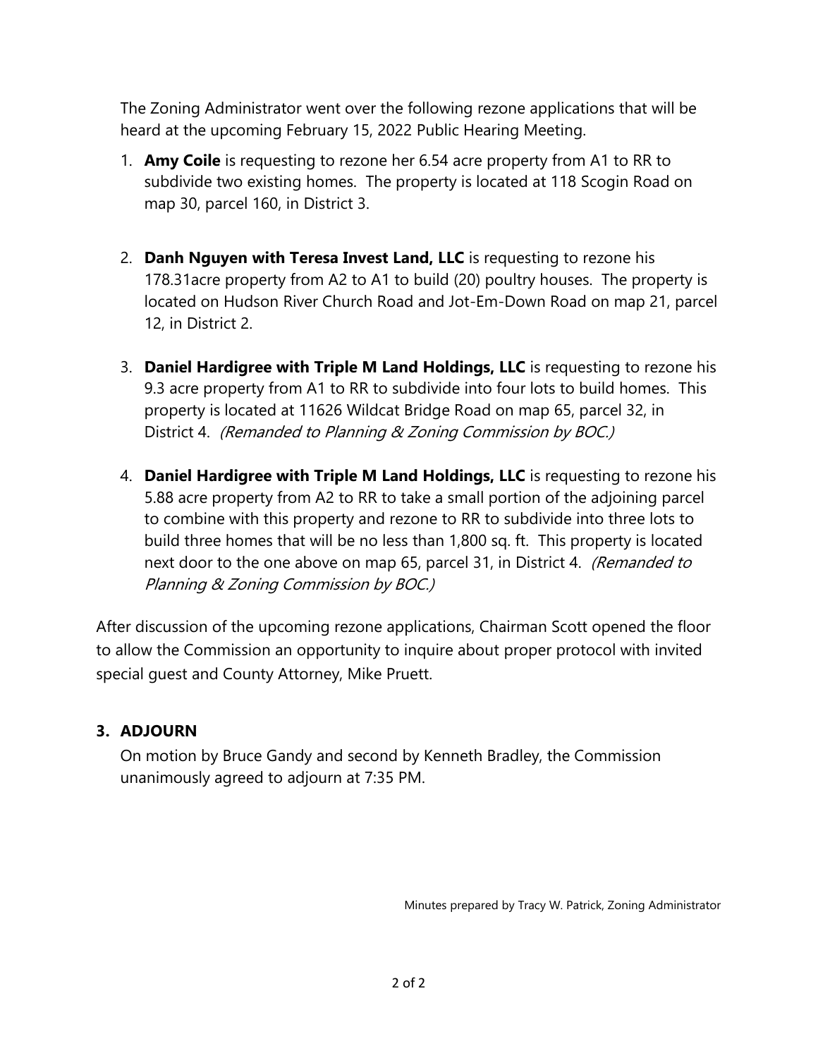The Zoning Administrator went over the following rezone applications that will be heard at the upcoming February 15, 2022 Public Hearing Meeting.

1. **Amy Coile** is requesting to rezone her 6.54 acre property from A1 to RR to subdivide two existing homes. The property is located at 118 Scogin Road on map 30, parcel 160, in District 3.

2. **Danh Nguyen with Teresa Invest Land, LLC** is requesting to rezone his 178.31acre property from A2 to A1 to build (20) poultry houses. The property is located on Hudson River Church Road and Jot-Em-Down Road on map 21, parcel 12, in District 2.

3. **Daniel Hardigree with Triple M Land Holdings, LLC** is requesting to rezone his 9.3 acre property from A1 to RR to subdivide into four lots to build homes. This property is located at 11626 Wildcat Bridge Road on map 65, parcel 32, in District 4. *(Remanded to Planning & Zoning Commission by BOC.)*

4. **Daniel Hardigree with Triple M Land Holdings, LLC** is requesting to rezone his 5.88 acre property from A2 to RR to take a small portion of the adjoining parcel to combine with this property and rezone to RR to subdivide into three lots to build three homes that will be no less than 1,800 sq. ft. This property is located next door to the one above on map 65, parcel 31, in District 4. *(Remanded to Planning & Zoning Commission by BOC.)*

After discussion of the upcoming rezone applications, Chairman Scott opened the floor to allow the Commission an opportunity to inquire about proper protocol with invited special guest and County Attorney, Mike Pruett.

## 3. ADJOURN

On motion by Bruce Gandy and second by Kenneth Bradley, the Commission unanimously agreed to adjourn at 7:35 PM.

Minutes prepared by Tracy W. Patrick, Zoning Administrator